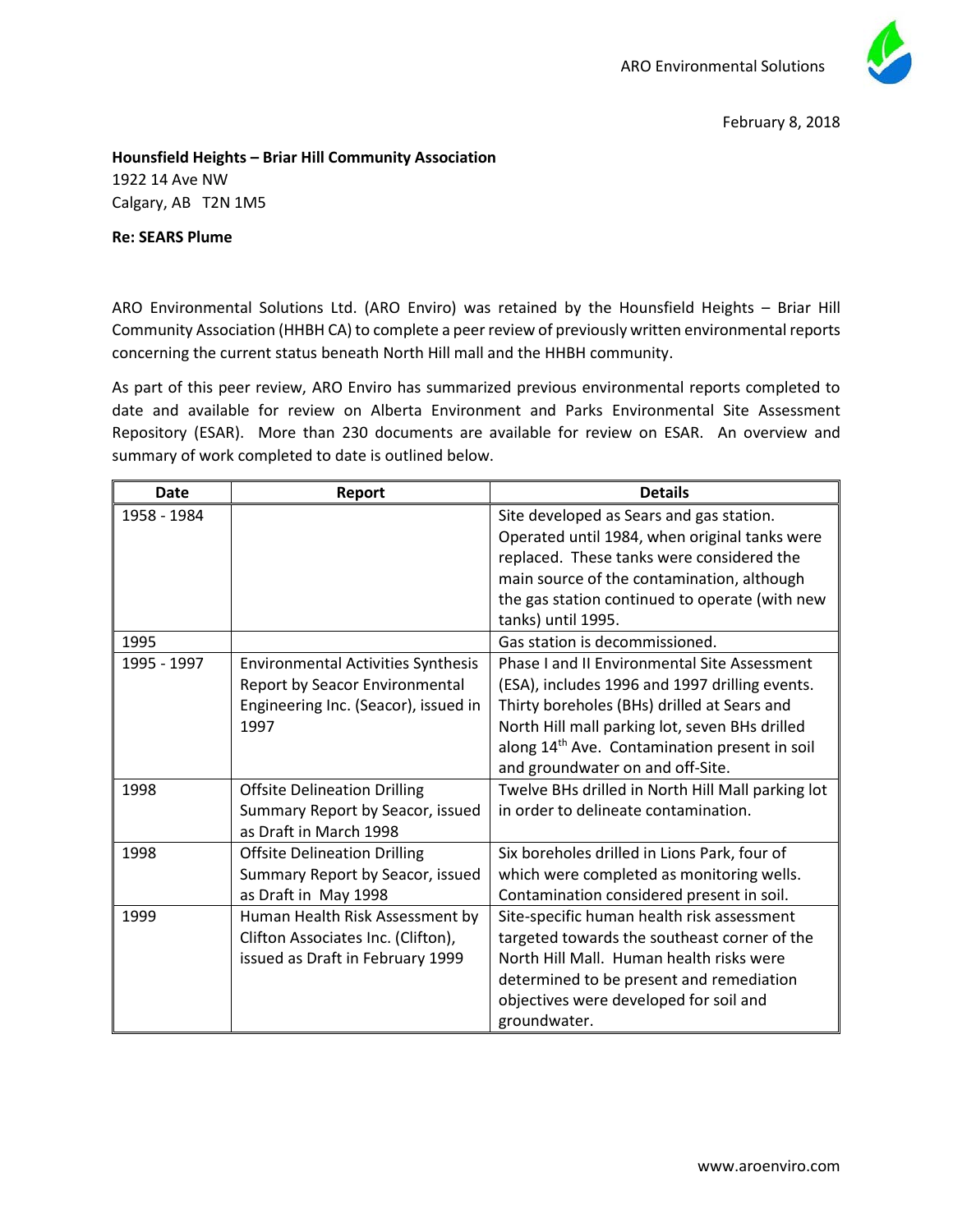ARO Environmental Solutions

February 8, 2018

**Hounsfield Heights – Briar Hill Community Association**
1922 14 Ave NW
Calgary, AB T2N 1M5

**Re: SEARS Plume**

ARO Environmental Solutions Ltd. (ARO Enviro) was retained by the Hounsfield Heights – Briar Hill Community Association (HHBH CA) to complete a peer review of previously written environmental reports concerning the current status beneath North Hill mall and the HHBH community.

As part of this peer review, ARO Enviro has summarized previous environmental reports completed to date and available for review on Alberta Environment and Parks Environmental Site Assessment Repository (ESAR). More than 230 documents are available for review on ESAR. An overview and summary of work completed to date is outlined below.

| Date | Report | Details |
|---|---|---|
| 1958 - 1984 | | Site developed as Sears and gas station. Operated until 1984, when original tanks were replaced. These tanks were considered the main source of the contamination, although the gas station continued to operate (with new tanks) until 1995. |
| 1995 | | Gas station is decommissioned. |
| 1995 - 1997 | Environmental Activities Synthesis Report by Seacor Environmental Engineering Inc. (Seacor), issued in 1997 | Phase I and II Environmental Site Assessment (ESA), includes 1996 and 1997 drilling events. Thirty boreholes (BHs) drilled at Sears and North Hill mall parking lot, seven BHs drilled along 14th Ave. Contamination present in soil and groundwater on and off-Site. |
| 1998 | Offsite Delineation Drilling Summary Report by Seacor, issued as Draft in March 1998 | Twelve BHs drilled in North Hill Mall parking lot in order to delineate contamination. |
| 1998 | Offsite Delineation Drilling Summary Report by Seacor, issued as Draft in May 1998 | Six boreholes drilled in Lions Park, four of which were completed as monitoring wells. Contamination considered present in soil. |
| 1999 | Human Health Risk Assessment by Clifton Associates Inc. (Clifton), issued as Draft in February 1999 | Site-specific human health risk assessment targeted towards the southeast corner of the North Hill Mall. Human health risks were determined to be present and remediation objectives were developed for soil and groundwater. |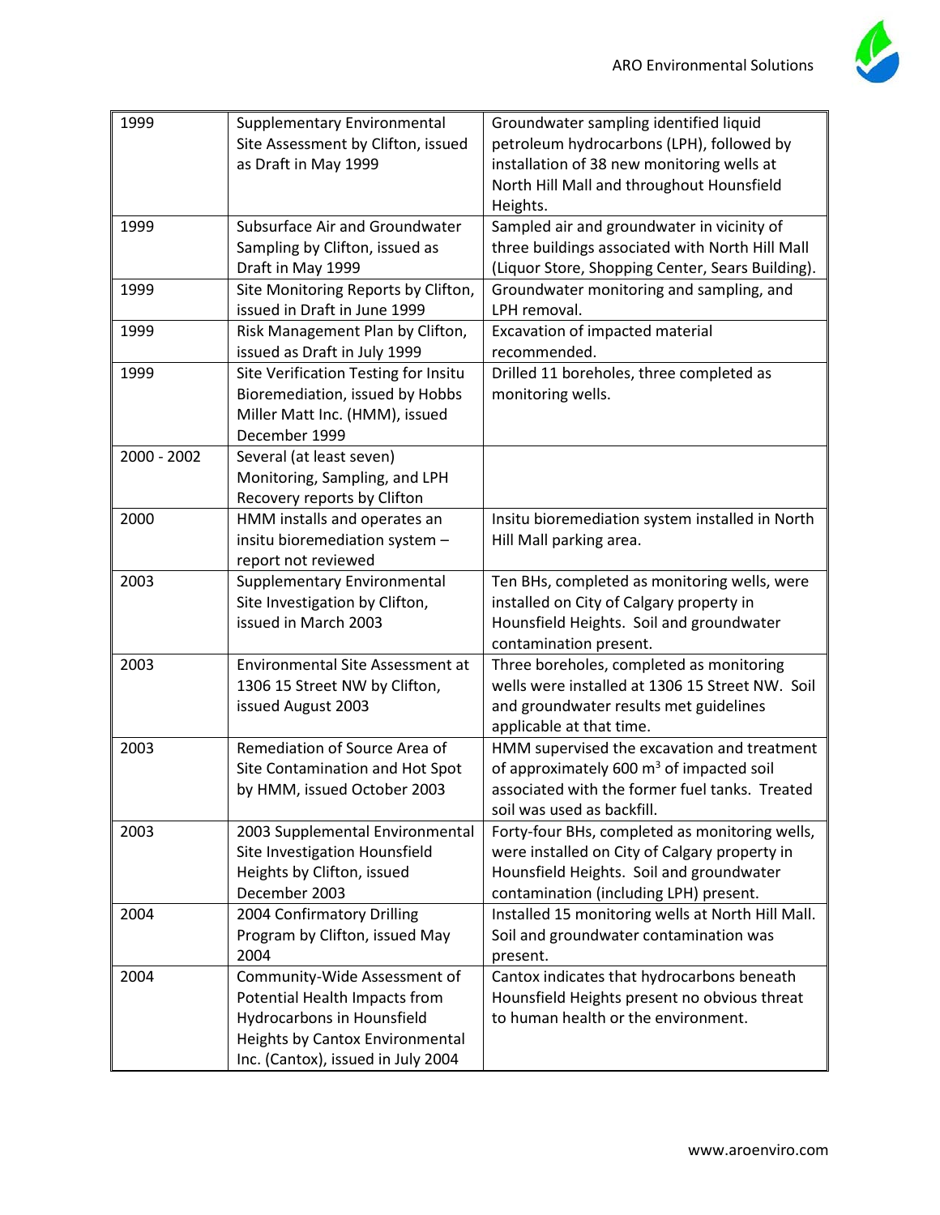| 1999 | Supplementary Environmental Site Assessment by Clifton, issued as Draft in May 1999 | Groundwater sampling identified liquid petroleum hydrocarbons (LPH), followed by installation of 38 new monitoring wells at North Hill Mall and throughout Hounsfield Heights. |
|---|---|---|
| 1999 | Subsurface Air and Groundwater Sampling by Clifton, issued as Draft in May 1999 | Sampled air and groundwater in vicinity of three buildings associated with North Hill Mall (Liquor Store, Shopping Center, Sears Building). |
| 1999 | Site Monitoring Reports by Clifton, issued in Draft in June 1999 | Groundwater monitoring and sampling, and LPH removal. |
| 1999 | Risk Management Plan by Clifton, issued as Draft in July 1999 | Excavation of impacted material recommended. |
| 1999 | Site Verification Testing for Insitu Bioremediation, issued by Hobbs Miller Matt Inc. (HMM), issued December 1999 | Drilled 11 boreholes, three completed as monitoring wells. |
| 2000 - 2002 | Several (at least seven) Monitoring, Sampling, and LPH Recovery reports by Clifton | |
| 2000 | HMM installs and operates an insitu bioremediation system – report not reviewed | Insitu bioremediation system installed in North Hill Mall parking area. |
| 2003 | Supplementary Environmental Site Investigation by Clifton, issued in March 2003 | Ten BHs, completed as monitoring wells, were installed on City of Calgary property in Hounsfield Heights. Soil and groundwater contamination present. |
| 2003 | Environmental Site Assessment at 1306 15 Street NW by Clifton, issued August 2003 | Three boreholes, completed as monitoring wells were installed at 1306 15 Street NW. Soil and groundwater results met guidelines applicable at that time. |
| 2003 | Remediation of Source Area of Site Contamination and Hot Spot by HMM, issued October 2003 | HMM supervised the excavation and treatment of approximately 600 $m^3$ of impacted soil associated with the former fuel tanks. Treated soil was used as backfill. |
| 2003 | 2003 Supplemental Environmental Site Investigation Hounsfield Heights by Clifton, issued December 2003 | Forty-four BHs, completed as monitoring wells, were installed on City of Calgary property in Hounsfield Heights. Soil and groundwater contamination (including LPH) present. |
| 2004 | 2004 Confirmatory Drilling Program by Clifton, issued May 2004 | Installed 15 monitoring wells at North Hill Mall. Soil and groundwater contamination was present. |
| 2004 | Community-Wide Assessment of Potential Health Impacts from Hydrocarbons in Hounsfield Heights by Cantox Environmental Inc. (Cantox), issued in July 2004 | Cantox indicates that hydrocarbons beneath Hounsfield Heights present no obvious threat to human health or the environment. |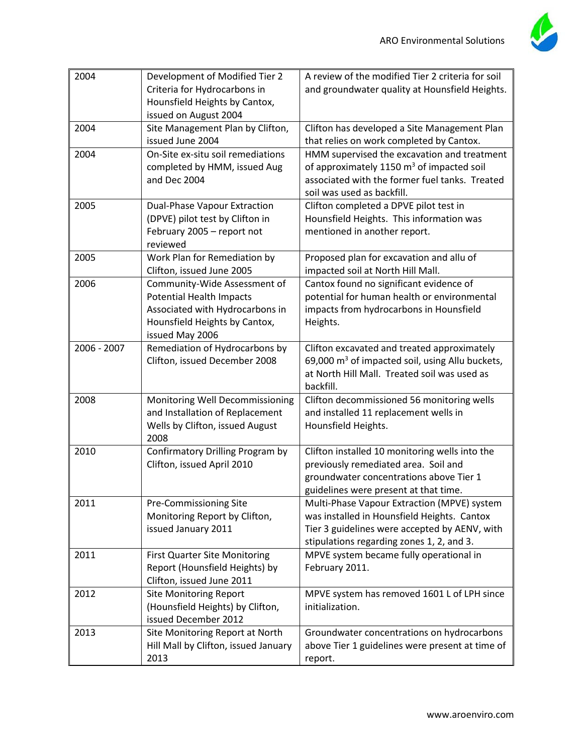| | | |
|---|---|---|
| 2004 | Development of Modified Tier 2 Criteria for Hydrocarbons in Hounsfield Heights by Cantox, issued on August 2004 | A review of the modified Tier 2 criteria for soil and groundwater quality at Hounsfield Heights. |
| 2004 | Site Management Plan by Clifton, issued June 2004 | Clifton has developed a Site Management Plan that relies on work completed by Cantox. |
| 2004 | On-Site ex-situ soil remediations completed by HMM, issued Aug and Dec 2004 | HMM supervised the excavation and treatment of approximately 1150 $m^3$ of impacted soil associated with the former fuel tanks. Treated soil was used as backfill. |
| 2005 | Dual-Phase Vapour Extraction (DPVE) pilot test by Clifton in February 2005 – report not reviewed | Clifton completed a DPVE pilot test in Hounsfield Heights. This information was mentioned in another report. |
| 2005 | Work Plan for Remediation by Clifton, issued June 2005 | Proposed plan for excavation and allu of impacted soil at North Hill Mall. |
| 2006 | Community-Wide Assessment of Potential Health Impacts Associated with Hydrocarbons in Hounsfield Heights by Cantox, issued May 2006 | Cantox found no significant evidence of potential for human health or environmental impacts from hydrocarbons in Hounsfield Heights. |
| 2006 - 2007 | Remediation of Hydrocarbons by Clifton, issued December 2008 | Clifton excavated and treated approximately 69,000 $m^3$ of impacted soil, using Allu buckets, at North Hill Mall. Treated soil was used as backfill. |
| 2008 | Monitoring Well Decommissioning and Installation of Replacement Wells by Clifton, issued August 2008 | Clifton decommissioned 56 monitoring wells and installed 11 replacement wells in Hounsfield Heights. |
| 2010 | Confirmatory Drilling Program by Clifton, issued April 2010 | Clifton installed 10 monitoring wells into the previously remediated area. Soil and groundwater concentrations above Tier 1 guidelines were present at that time. |
| 2011 | Pre-Commissioning Site Monitoring Report by Clifton, issued January 2011 | Multi-Phase Vapour Extraction (MPVE) system was installed in Hounsfield Heights. Cantox Tier 3 guidelines were accepted by AENV, with stipulations regarding zones 1, 2, and 3. |
| 2011 | First Quarter Site Monitoring Report (Hounsfield Heights) by Clifton, issued June 2011 | MPVE system became fully operational in February 2011. |
| 2012 | Site Monitoring Report (Hounsfield Heights) by Clifton, issued December 2012 | MPVE system has removed 1601 L of LPH since initialization. |
| 2013 | Site Monitoring Report at North Hill Mall by Clifton, issued January 2013 | Groundwater concentrations on hydrocarbons above Tier 1 guidelines were present at time of report. |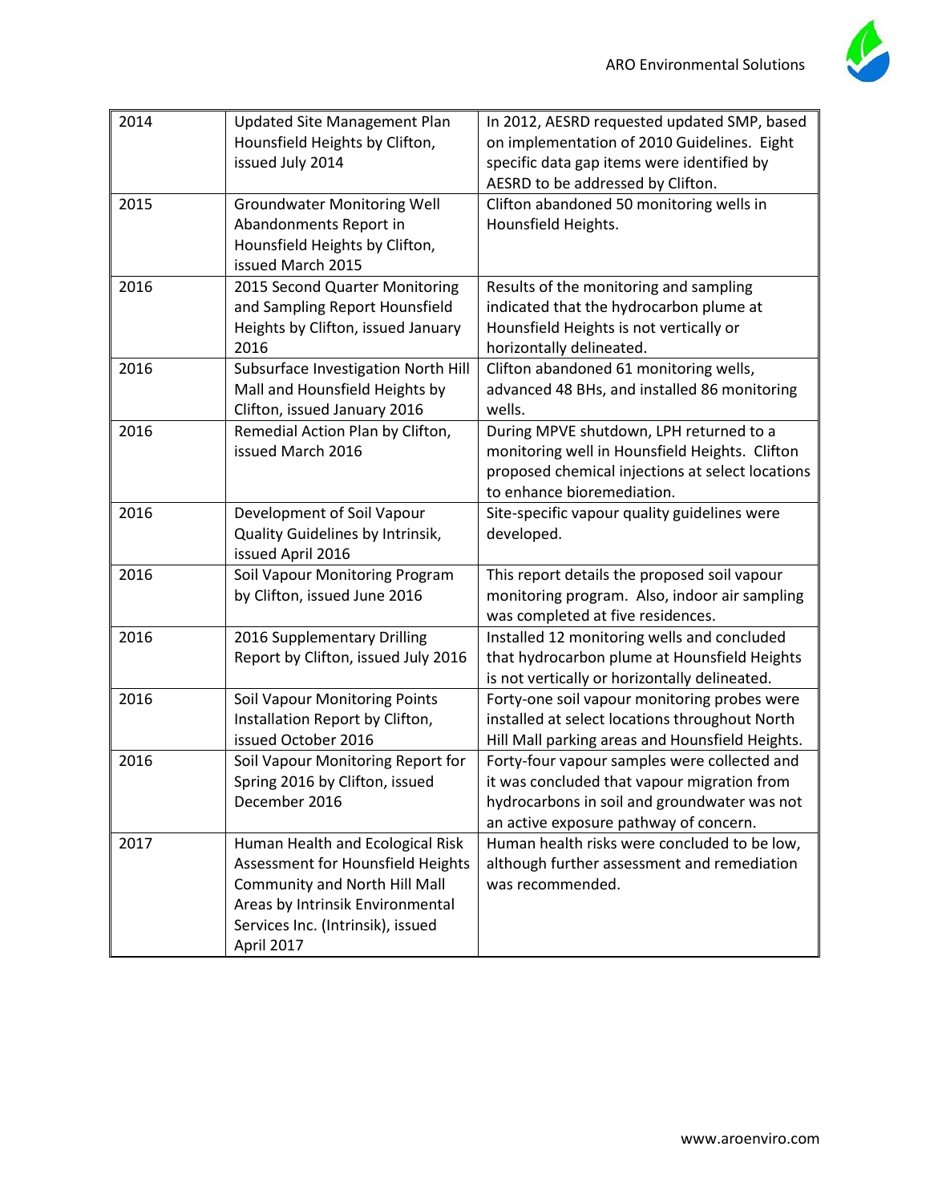| | | |
|---|---|---|
| 2014 | Updated Site Management Plan Hounsfield Heights by Clifton, issued July 2014 | In 2012, AESRD requested updated SMP, based on implementation of 2010 Guidelines. Eight specific data gap items were identified by AESRD to be addressed by Clifton. |
| 2015 | Groundwater Monitoring Well Abandonments Report in Hounsfield Heights by Clifton, issued March 2015 | Clifton abandoned 50 monitoring wells in Hounsfield Heights. |
| 2016 | 2015 Second Quarter Monitoring and Sampling Report Hounsfield Heights by Clifton, issued January 2016 | Results of the monitoring and sampling indicated that the hydrocarbon plume at Hounsfield Heights is not vertically or horizontally delineated. |
| 2016 | Subsurface Investigation North Hill Mall and Hounsfield Heights by Clifton, issued January 2016 | Clifton abandoned 61 monitoring wells, advanced 48 BHs, and installed 86 monitoring wells. |
| 2016 | Remedial Action Plan by Clifton, issued March 2016 | During MPVE shutdown, LPH returned to a monitoring well in Hounsfield Heights. Clifton proposed chemical injections at select locations to enhance bioremediation. |
| 2016 | Development of Soil Vapour Quality Guidelines by Intrinsik, issued April 2016 | Site-specific vapour quality guidelines were developed. |
| 2016 | Soil Vapour Monitoring Program by Clifton, issued June 2016 | This report details the proposed soil vapour monitoring program. Also, indoor air sampling was completed at five residences. |
| 2016 | 2016 Supplementary Drilling Report by Clifton, issued July 2016 | Installed 12 monitoring wells and concluded that hydrocarbon plume at Hounsfield Heights is not vertically or horizontally delineated. |
| 2016 | Soil Vapour Monitoring Points Installation Report by Clifton, issued October 2016 | Forty-one soil vapour monitoring probes were installed at select locations throughout North Hill Mall parking areas and Hounsfield Heights. |
| 2016 | Soil Vapour Monitoring Report for Spring 2016 by Clifton, issued December 2016 | Forty-four vapour samples were collected and it was concluded that vapour migration from hydrocarbons in soil and groundwater was not an active exposure pathway of concern. |
| 2017 | Human Health and Ecological Risk Assessment for Hounsfield Heights Community and North Hill Mall Areas by Intrinsik Environmental Services Inc. (Intrinsik), issued April 2017 | Human health risks were concluded to be low, although further assessment and remediation was recommended. |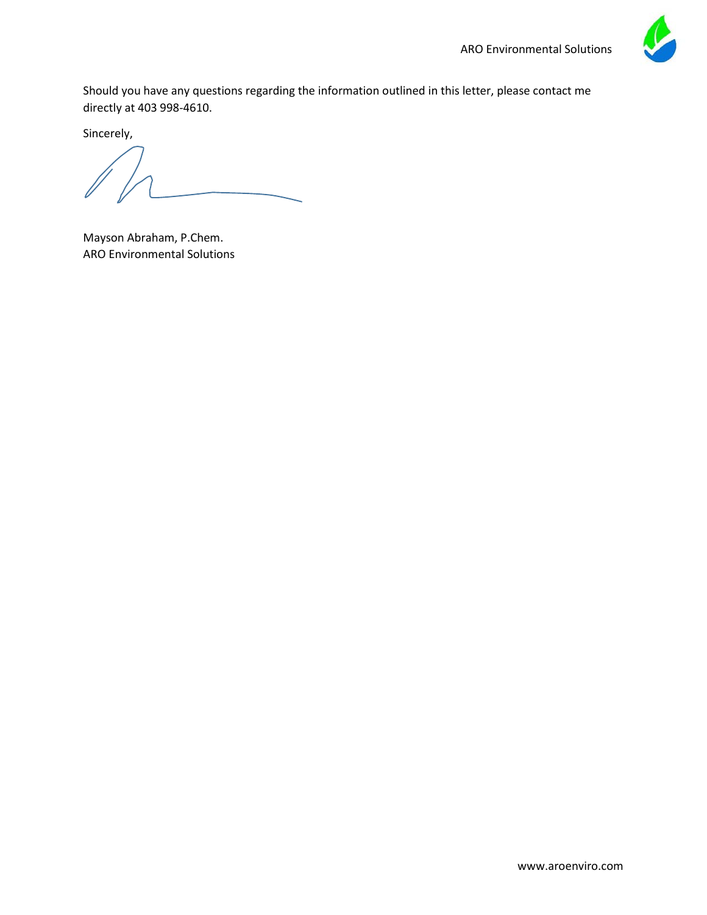Should you have any questions regarding the information outlined in this letter, please contact me directly at 403 998-4610.

Sincerely,

Mayson Abraham, P.Chem.
ARO Environmental Solutions